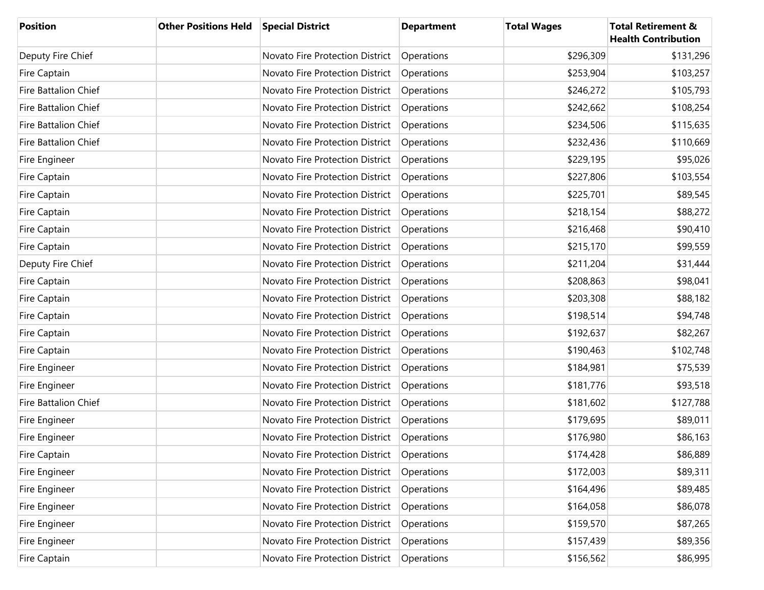| Position | Other Positions Held | Special District | Department | Total Wages | Total Retirement & Health Contribution |
|---|---|---|---|---|---|
| Deputy Fire Chief | | Novato Fire Protection District | Operations | $296,309 | $131,296 |
| Fire Captain | | Novato Fire Protection District | Operations | $253,904 | $103,257 |
| Fire Battalion Chief | | Novato Fire Protection District | Operations | $246,272 | $105,793 |
| Fire Battalion Chief | | Novato Fire Protection District | Operations | $242,662 | $108,254 |
| Fire Battalion Chief | | Novato Fire Protection District | Operations | $234,506 | $115,635 |
| Fire Battalion Chief | | Novato Fire Protection District | Operations | $232,436 | $110,669 |
| Fire Engineer | | Novato Fire Protection District | Operations | $229,195 | $95,026 |
| Fire Captain | | Novato Fire Protection District | Operations | $227,806 | $103,554 |
| Fire Captain | | Novato Fire Protection District | Operations | $225,701 | $89,545 |
| Fire Captain | | Novato Fire Protection District | Operations | $218,154 | $88,272 |
| Fire Captain | | Novato Fire Protection District | Operations | $216,468 | $90,410 |
| Fire Captain | | Novato Fire Protection District | Operations | $215,170 | $99,559 |
| Deputy Fire Chief | | Novato Fire Protection District | Operations | $211,204 | $31,444 |
| Fire Captain | | Novato Fire Protection District | Operations | $208,863 | $98,041 |
| Fire Captain | | Novato Fire Protection District | Operations | $203,308 | $88,182 |
| Fire Captain | | Novato Fire Protection District | Operations | $198,514 | $94,748 |
| Fire Captain | | Novato Fire Protection District | Operations | $192,637 | $82,267 |
| Fire Captain | | Novato Fire Protection District | Operations | $190,463 | $102,748 |
| Fire Engineer | | Novato Fire Protection District | Operations | $184,981 | $75,539 |
| Fire Engineer | | Novato Fire Protection District | Operations | $181,776 | $93,518 |
| Fire Battalion Chief | | Novato Fire Protection District | Operations | $181,602 | $127,788 |
| Fire Engineer | | Novato Fire Protection District | Operations | $179,695 | $89,011 |
| Fire Engineer | | Novato Fire Protection District | Operations | $176,980 | $86,163 |
| Fire Captain | | Novato Fire Protection District | Operations | $174,428 | $86,889 |
| Fire Engineer | | Novato Fire Protection District | Operations | $172,003 | $89,311 |
| Fire Engineer | | Novato Fire Protection District | Operations | $164,496 | $89,485 |
| Fire Engineer | | Novato Fire Protection District | Operations | $164,058 | $86,078 |
| Fire Engineer | | Novato Fire Protection District | Operations | $159,570 | $87,265 |
| Fire Engineer | | Novato Fire Protection District | Operations | $157,439 | $89,356 |
| Fire Captain | | Novato Fire Protection District | Operations | $156,562 | $86,995 |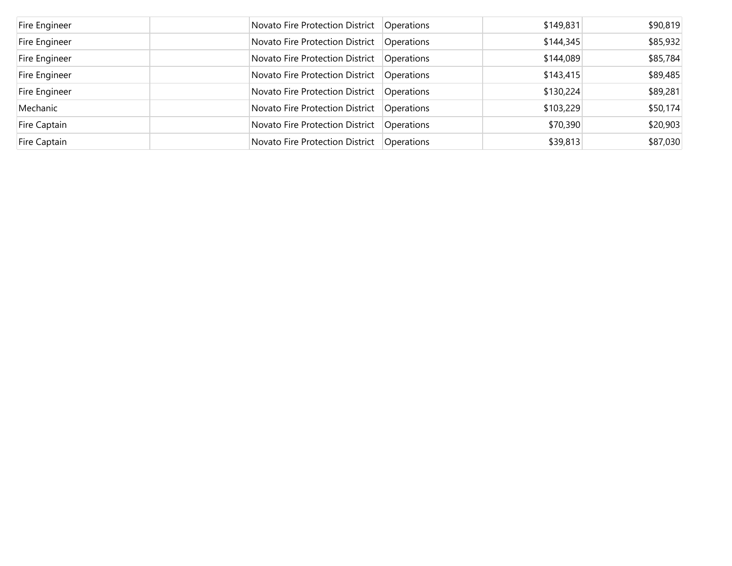| | | | | | |
|---|---|---|---|---|---|
| Fire Engineer | | Novato Fire Protection District | Operations | $149,831 | $90,819 |
| Fire Engineer | | Novato Fire Protection District | Operations | $144,345 | $85,932 |
| Fire Engineer | | Novato Fire Protection District | Operations | $144,089 | $85,784 |
| Fire Engineer | | Novato Fire Protection District | Operations | $143,415 | $89,485 |
| Fire Engineer | | Novato Fire Protection District | Operations | $130,224 | $89,281 |
| Mechanic | | Novato Fire Protection District | Operations | $103,229 | $50,174 |
| Fire Captain | | Novato Fire Protection District | Operations | $70,390 | $20,903 |
| Fire Captain | | Novato Fire Protection District | Operations | $39,813 | $87,030 |